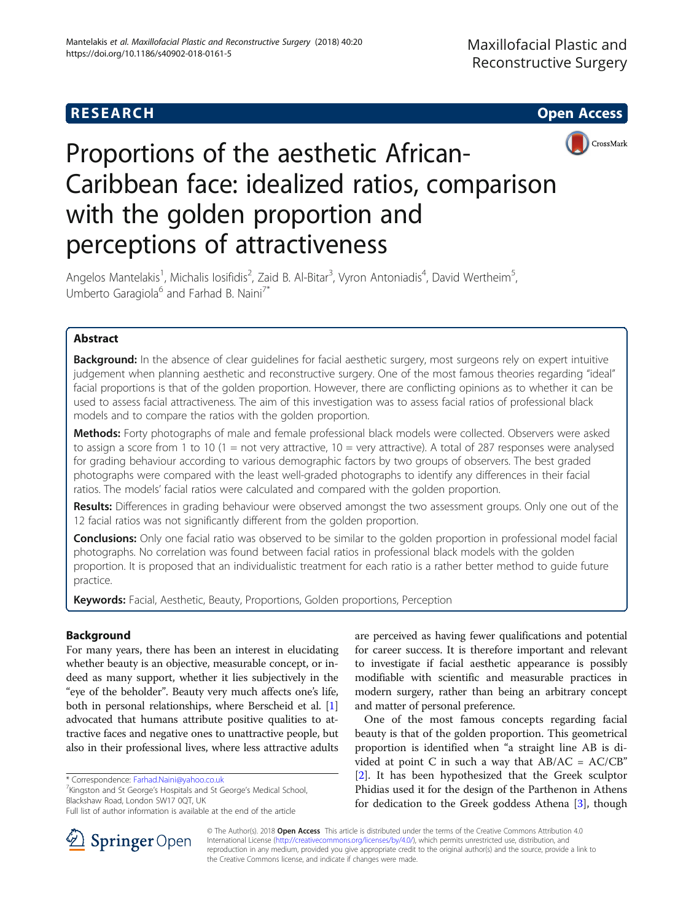RESEARCH

Open Access

# Proportions of the aesthetic African-Caribbean face: idealized ratios, comparison with the golden proportion and perceptions of attractiveness

Angelos Mantelakis[1], Michalis Iosifidis[2], Zaid B. Al-Bitar[3], Vyron Antoniadis[4], David Wertheim[5], Umberto Garagiola[6] and Farhad B. Naini[7*]

## Abstract

**Background:** In the absence of clear guidelines for facial aesthetic surgery, most surgeons rely on expert intuitive judgement when planning aesthetic and reconstructive surgery. One of the most famous theories regarding "ideal" facial proportions is that of the golden proportion. However, there are conflicting opinions as to whether it can be used to assess facial attractiveness. The aim of this investigation was to assess facial ratios of professional black models and to compare the ratios with the golden proportion.

**Methods:** Forty photographs of male and female professional black models were collected. Observers were asked to assign a score from 1 to 10 (1 = not very attractive, 10 = very attractive). A total of 287 responses were analysed for grading behaviour according to various demographic factors by two groups of observers. The best graded photographs were compared with the least well-graded photographs to identify any differences in their facial ratios. The models' facial ratios were calculated and compared with the golden proportion.

**Results:** Differences in grading behaviour were observed amongst the two assessment groups. Only one out of the 12 facial ratios was not significantly different from the golden proportion.

**Conclusions:** Only one facial ratio was observed to be similar to the golden proportion in professional model facial photographs. No correlation was found between facial ratios in professional black models with the golden proportion. It is proposed that an individualistic treatment for each ratio is a rather better method to guide future practice.

**Keywords:** Facial, Aesthetic, Beauty, Proportions, Golden proportions, Perception

## Background

For many years, there has been an interest in elucidating whether beauty is an objective, measurable concept, or indeed as many support, whether it lies subjectively in the "eye of the beholder". Beauty very much affects one's life, both in personal relationships, where Berscheid et al. [1] advocated that humans attribute positive qualities to attractive faces and negative ones to unattractive people, but also in their professional lives, where less attractive adults are perceived as having fewer qualifications and potential for career success. It is therefore important and relevant to investigate if facial aesthetic appearance is possibly modifiable with scientific and measurable practices in modern surgery, rather than being an arbitrary concept and matter of personal preference.

One of the most famous concepts regarding facial beauty is that of the golden proportion. This geometrical proportion is identified when "a straight line AB is divided at point C in such a way that AB/AC = AC/CB" [2]. It has been hypothesized that the Greek sculptor Phidias used it for the design of the Parthenon in Athens for dedication to the Greek goddess Athena [3], though

\* Correspondence: Farhad.Naini@yahoo.co.uk
[7]Kingston and St George's Hospitals and St George's Medical School, Blackshaw Road, London SW17 0QT, UK
Full list of author information is available at the end of the article

© The Author(s). 2018 **Open Access** This article is distributed under the terms of the Creative Commons Attribution 4.0 International License (http://creativecommons.org/licenses/by/4.0/), which permits unrestricted use, distribution, and reproduction in any medium, provided you give appropriate credit to the original author(s) and the source, provide a link to the Creative Commons license, and indicate if changes were made.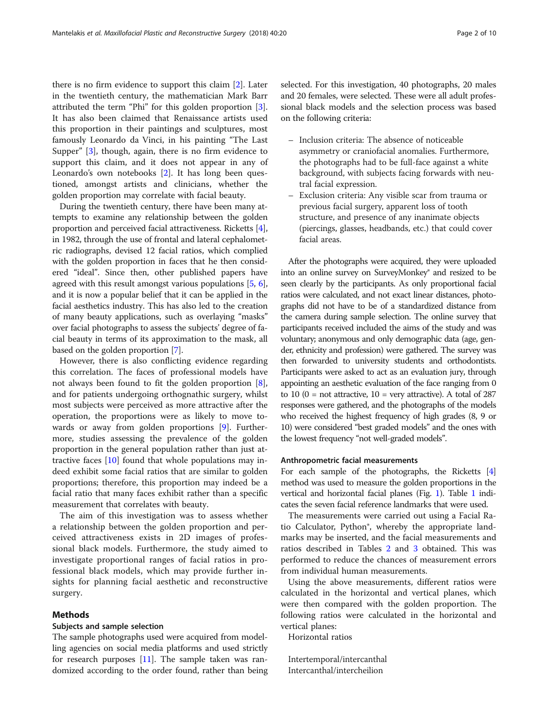there is no firm evidence to support this claim [2]. Later in the twentieth century, the mathematician Mark Barr attributed the term "Phi" for this golden proportion [3]. It has also been claimed that Renaissance artists used this proportion in their paintings and sculptures, most famously Leonardo da Vinci, in his painting "The Last Supper" [3], though, again, there is no firm evidence to support this claim, and it does not appear in any of Leonardo's own notebooks [2]. It has long been questioned, amongst artists and clinicians, whether the golden proportion may correlate with facial beauty.

During the twentieth century, there have been many attempts to examine any relationship between the golden proportion and perceived facial attractiveness. Ricketts [4], in 1982, through the use of frontal and lateral cephalometric radiographs, devised 12 facial ratios, which complied with the golden proportion in faces that he then considered "ideal". Since then, other published papers have agreed with this result amongst various populations [5, 6], and it is now a popular belief that it can be applied in the facial aesthetics industry. This has also led to the creation of many beauty applications, such as overlaying "masks" over facial photographs to assess the subjects' degree of facial beauty in terms of its approximation to the mask, all based on the golden proportion [7].

However, there is also conflicting evidence regarding this correlation. The faces of professional models have not always been found to fit the golden proportion [8], and for patients undergoing orthognathic surgery, whilst most subjects were perceived as more attractive after the operation, the proportions were as likely to move towards or away from golden proportions [9]. Furthermore, studies assessing the prevalence of the golden proportion in the general population rather than just attractive faces [10] found that whole populations may indeed exhibit some facial ratios that are similar to golden proportions; therefore, this proportion may indeed be a facial ratio that many faces exhibit rather than a specific measurement that correlates with beauty.

The aim of this investigation was to assess whether a relationship between the golden proportion and perceived attractiveness exists in 2D images of professional black models. Furthermore, the study aimed to investigate proportional ranges of facial ratios in professional black models, which may provide further insights for planning facial aesthetic and reconstructive surgery.

## Methods

### Subjects and sample selection

The sample photographs used were acquired from modelling agencies on social media platforms and used strictly for research purposes [11]. The sample taken was randomized according to the order found, rather than being selected. For this investigation, 40 photographs, 20 males and 20 females, were selected. These were all adult professional black models and the selection process was based on the following criteria:

- Inclusion criteria: The absence of noticeable asymmetry or craniofacial anomalies. Furthermore, the photographs had to be full-face against a white background, with subjects facing forwards with neutral facial expression.
- Exclusion criteria: Any visible scar from trauma or previous facial surgery, apparent loss of tooth structure, and presence of any inanimate objects (piercings, glasses, headbands, etc.) that could cover facial areas.

After the photographs were acquired, they were uploaded into an online survey on SurveyMonkey® and resized to be seen clearly by the participants. As only proportional facial ratios were calculated, and not exact linear distances, photographs did not have to be of a standardized distance from the camera during sample selection. The online survey that participants received included the aims of the study and was voluntary; anonymous and only demographic data (age, gender, ethnicity and profession) were gathered. The survey was then forwarded to university students and orthodontists. Participants were asked to act as an evaluation jury, through appointing an aesthetic evaluation of the face ranging from 0 to 10 (0 = not attractive, 10 = very attractive). A total of 287 responses were gathered, and the photographs of the models who received the highest frequency of high grades (8, 9 or 10) were considered "best graded models" and the ones with the lowest frequency "not well-graded models".

### Anthropometric facial measurements

For each sample of the photographs, the Ricketts [4] method was used to measure the golden proportions in the vertical and horizontal facial planes (Fig. 1). Table 1 indicates the seven facial reference landmarks that were used.

The measurements were carried out using a Facial Ratio Calculator, Python®, whereby the appropriate landmarks may be inserted, and the facial measurements and ratios described in Tables 2 and 3 obtained. This was performed to reduce the chances of measurement errors from individual human measurements.

Using the above measurements, different ratios were calculated in the horizontal and vertical planes, which were then compared with the golden proportion. The following ratios were calculated in the horizontal and vertical planes:

Horizontal ratios

Intertemporal/intercanthal
Intercanthal/intercheilion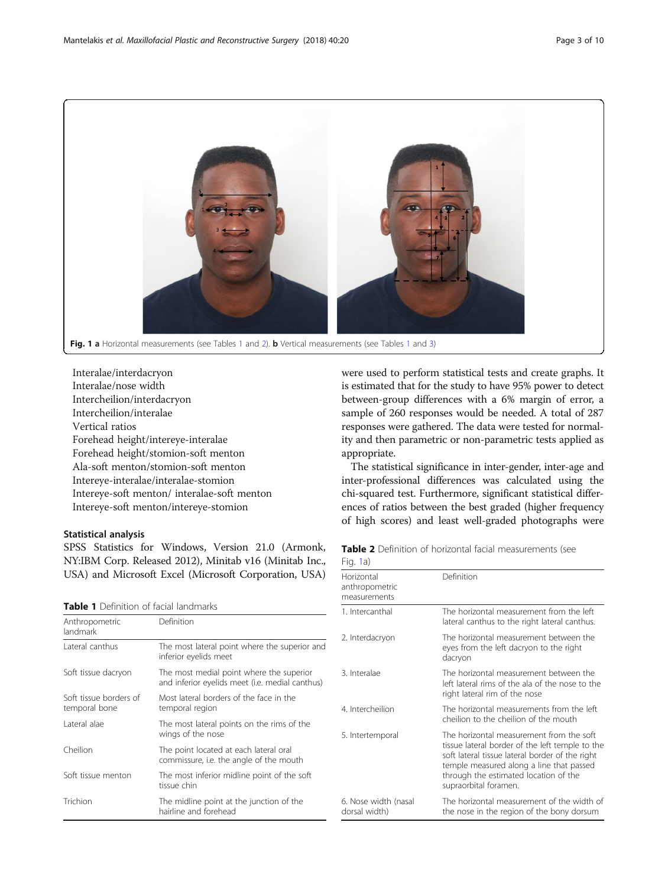Fig. 1 **a** Horizontal measurements (see Tables 1 and 2). **b** Vertical measurements (see Tables 1 and 3)

Interalae/interdacryon
Interalae/nose width
Intercheilion/interdacryon
Intercheilion/interalae
Vertical ratios
Forehead height/intereye-interalae
Forehead height/stomion-soft menton
Ala-soft menton/stomion-soft menton
Intereye-interalae/interalae-stomion
Intereye-soft menton/ interalae-soft menton
Intereye-soft menton/intereye-stomion

### Statistical analysis

SPSS Statistics for Windows, Version 21.0 (Armonk, NY:IBM Corp. Released 2012), Minitab v16 (Minitab Inc., USA) and Microsoft Excel (Microsoft Corporation, USA) were used to perform statistical tests and create graphs. It is estimated that for the study to have 95% power to detect between-group differences with a 6% margin of error, a sample of 260 responses would be needed. A total of 287 responses were gathered. The data were tested for normality and then parametric or non-parametric tests applied as appropriate.

The statistical significance in inter-gender, inter-age and inter-professional differences was calculated using the chi-squared test. Furthermore, significant statistical differences of ratios between the best graded (higher frequency of high scores) and least well-graded photographs were

**Table 1** Definition of facial landmarks

| Anthropometric landmark | Definition |
|---|---|
| Lateral canthus | The most lateral point where the superior and inferior eyelids meet |
| Soft tissue dacryon | The most medial point where the superior and inferior eyelids meet (i.e. medial canthus) |
| Soft tissue borders of temporal bone | Most lateral borders of the face in the temporal region |
| Lateral alae | The most lateral points on the rims of the wings of the nose |
| Cheilion | The point located at each lateral oral commissure, i.e. the angle of the mouth |
| Soft tissue menton | The most inferior midline point of the soft tissue chin |
| Trichion | The midline point at the junction of the hairline and forehead |

**Table 2** Definition of horizontal facial measurements (see Fig. 1a)

| Horizontal anthropometric measurements | Definition |
|---|---|
| 1. Intercanthal | The horizontal measurement from the left lateral canthus to the right lateral canthus. |
| 2. Interdacryon | The horizontal measurement between the eyes from the left dacryon to the right dacryon |
| 3. Interalae | The horizontal measurement between the left lateral rims of the ala of the nose to the right lateral rim of the nose |
| 4. Intercheilion | The horizontal measurements from the left cheilion to the cheilion of the mouth |
| 5. Intertemporal | The horizontal measurement from the soft tissue lateral border of the left temple to the soft lateral tissue lateral border of the right temple measured along a line that passed through the estimated location of the supraorbital foramen. |
| 6. Nose width (nasal dorsal width) | The horizontal measurement of the width of the nose in the region of the bony dorsum |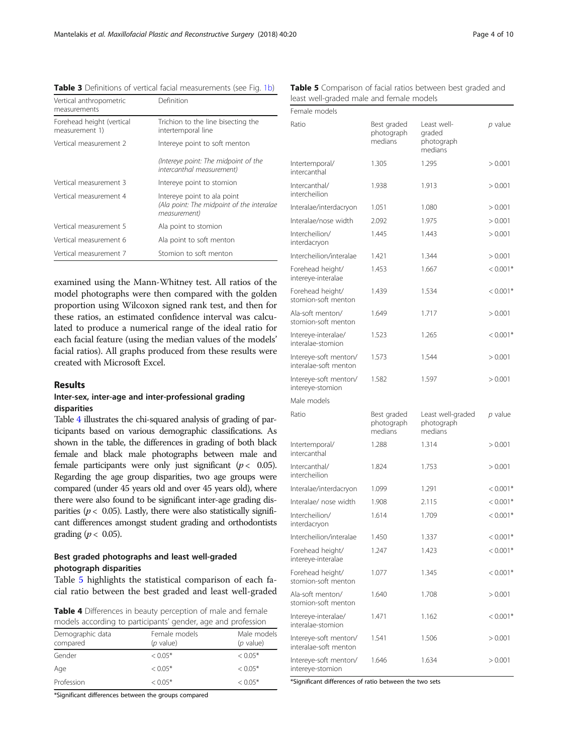**Table 3** Definitions of vertical facial measurements (see Fig. 1b)

| Vertical anthropometric measurements | Definition |
| --- | --- |
| Forehead height (vertical measurement 1) | Trichion to the line bisecting the intertemporal line |
| Vertical measurement 2 | Intereye point to soft menton |
| | *(Intereye point: The midpoint of the intercanthal measurement)* |
| Vertical measurement 3 | Intereye point to stomion |
| Vertical measurement 4 | Intereye point to ala point *(Ala point: The midpoint of the interalae measurement)* |
| Vertical measurement 5 | Ala point to stomion |
| Vertical measurement 6 | Ala point to soft menton |
| Vertical measurement 7 | Stomion to soft menton |

examined using the Mann-Whitney test. All ratios of the model photographs were then compared with the golden proportion using Wilcoxon signed rank test, and then for these ratios, an estimated confidence interval was calculated to produce a numerical range of the ideal ratio for each facial feature (using the median values of the models' facial ratios). All graphs produced from these results were created with Microsoft Excel.

## Results

### Inter-sex, inter-age and inter-professional grading disparities

Table 4 illustrates the chi-squared analysis of grading of participants based on various demographic classifications. As shown in the table, the differences in grading of both black female and black male photographs between male and female participants were only just significant ($p < 0.05$). Regarding the age group disparities, two age groups were compared (under 45 years old and over 45 years old), where there were also found to be significant inter-age grading disparities ($p < 0.05$). Lastly, there were also statistically significant differences amongst student grading and orthodontists grading ($p < 0.05$).

### Best graded photographs and least well-graded photograph disparities

Table 5 highlights the statistical comparison of each facial ratio between the best graded and least well-graded

**Table 4** Differences in beauty perception of male and female models according to participants' gender, age and profession

| Demographic data compared | Female models (*p* value) | Male models (*p* value) |
| --- | --- | --- |
| Gender | < 0.05* | < 0.05* |
| Age | < 0.05* | < 0.05* |
| Profession | < 0.05* | < 0.05* |

*Significant differences between the groups compared

**Table 5** Comparison of facial ratios between best graded and least well-graded male and female models

| Ratio | Best graded photograph medians | Least well-graded photograph medians | *p* value |
| --- | --- | --- | --- |
| **Female models** | | | |
| Intertemporal/intercanthal | 1.305 | 1.295 | > 0.001 |
| Intercanthal/intercheilion | 1.938 | 1.913 | > 0.001 |
| Interalae/interdacryon | 1.051 | 1.080 | > 0.001 |
| Interalae/nose width | 2.092 | 1.975 | > 0.001 |
| Intercheilion/interdacryon | 1.445 | 1.443 | > 0.001 |
| Intercheilion/interalae | 1.421 | 1.344 | > 0.001 |
| Forehead height/intereye-interalae | 1.453 | 1.667 | < 0.001* |
| Forehead height/stomion-soft menton | 1.439 | 1.534 | < 0.001* |
| Ala-soft menton/stomion-soft menton | 1.649 | 1.717 | > 0.001 |
| Intereye-interalae/interalae-stomion | 1.523 | 1.265 | < 0.001* |
| Intereye-soft menton/interalae-soft menton | 1.573 | 1.544 | > 0.001 |
| Intereye-soft menton/intereye-stomion | 1.582 | 1.597 | > 0.001 |
| **Male models** | | | |
| Intertemporal/intercanthal | 1.288 | 1.314 | > 0.001 |
| Intercanthal/intercheilion | 1.824 | 1.753 | > 0.001 |
| Interalae/interdacryon | 1.099 | 1.291 | < 0.001* |
| Interalae/ nose width | 1.908 | 2.115 | < 0.001* |
| Intercheilion/interdacryon | 1.614 | 1.709 | < 0.001* |
| Intercheilion/interalae | 1.450 | 1.337 | < 0.001* |
| Forehead height/intereye-interalae | 1.247 | 1.423 | < 0.001* |
| Forehead height/stomion-soft menton | 1.077 | 1.345 | < 0.001* |
| Ala-soft menton/stomion-soft menton | 1.640 | 1.708 | > 0.001 |
| Intereye-interalae/interalae-stomion | 1.471 | 1.162 | < 0.001* |
| Intereye-soft menton/interalae-soft menton | 1.541 | 1.506 | > 0.001 |
| Intereye-soft menton/intereye-stomion | 1.646 | 1.634 | > 0.001 |

*Significant differences of ratio between the two sets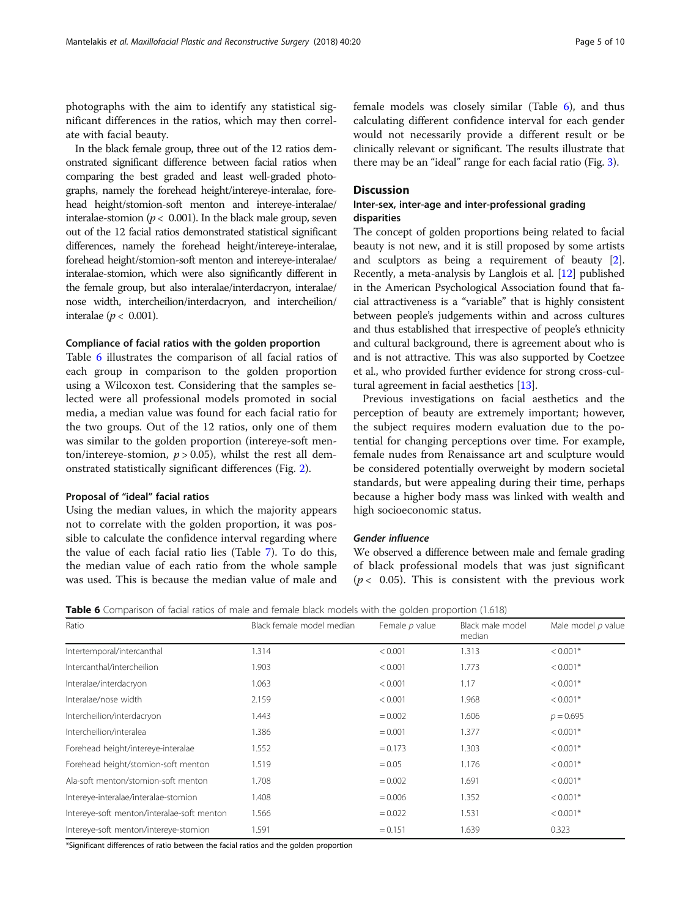photographs with the aim to identify any statistical significant differences in the ratios, which may then correlate with facial beauty.

In the black female group, three out of the 12 ratios demonstrated significant difference between facial ratios when comparing the best graded and least well-graded photographs, namely the forehead height/intereye-interalae, forehead height/stomion-soft menton and intereye-interalae/interalae-stomion ($p < 0.001$). In the black male group, seven out of the 12 facial ratios demonstrated statistical significant differences, namely the forehead height/intereye-interalae, forehead height/stomion-soft menton and intereye-interalae/interalae-stomion, which were also significantly different in the female group, but also interalae/interdacryon, interalae/nose width, intercheilion/interdacryon, and intercheilion/interalae ($p < 0.001$).

### Compliance of facial ratios with the golden proportion

Table 6 illustrates the comparison of all facial ratios of each group in comparison to the golden proportion using a Wilcoxon test. Considering that the samples selected were all professional models promoted in social media, a median value was found for each facial ratio for the two groups. Out of the 12 ratios, only one of them was similar to the golden proportion (intereye-soft menton/intereye-stomion, $p > 0.05$), whilst the rest all demonstrated statistically significant differences (Fig. 2).

### Proposal of "ideal" facial ratios

Using the median values, in which the majority appears not to correlate with the golden proportion, it was possible to calculate the confidence interval regarding where the value of each facial ratio lies (Table 7). To do this, the median value of each ratio from the whole sample was used. This is because the median value of male and female models was closely similar (Table 6), and thus calculating different confidence interval for each gender would not necessarily provide a different result or be clinically relevant or significant. The results illustrate that there may be an "ideal" range for each facial ratio (Fig. 3).

## Discussion

### Inter-sex, inter-age and inter-professional grading disparities

The concept of golden proportions being related to facial beauty is not new, and it is still proposed by some artists and sculptors as being a requirement of beauty [2]. Recently, a meta-analysis by Langlois et al. [12] published in the American Psychological Association found that facial attractiveness is a "variable" that is highly consistent between people's judgements within and across cultures and thus established that irrespective of people's ethnicity and cultural background, there is agreement about who is and is not attractive. This was also supported by Coetzee et al., who provided further evidence for strong cross-cultural agreement in facial aesthetics [13].

Previous investigations on facial aesthetics and the perception of beauty are extremely important; however, the subject requires modern evaluation due to the potential for changing perceptions over time. For example, female nudes from Renaissance art and sculpture would be considered potentially overweight by modern societal standards, but were appealing during their time, perhaps because a higher body mass was linked with wealth and high socioeconomic status.

#### *Gender influence*

We observed a difference between male and female grading of black professional models that was just significant ($p < 0.05$). This is consistent with the previous work

**Table 6** Comparison of facial ratios of male and female black models with the golden proportion (1.618)

| Ratio | Black female model median | Female *p* value | Black male model median | Male model *p* value |
|---|---|---|---|---|
| Intertemporal/intercanthal | 1.314 | < 0.001 | 1.313 | < 0.001* |
| Intercanthal/intercheilion | 1.903 | < 0.001 | 1.773 | < 0.001* |
| Interalae/interdacryon | 1.063 | < 0.001 | 1.17 | < 0.001* |
| Interalae/nose width | 2.159 | < 0.001 | 1.968 | < 0.001* |
| Intercheilion/interdacryon | 1.443 | = 0.002 | 1.606 | $p = 0.695$ |
| Intercheilion/interalea | 1.386 | = 0.001 | 1.377 | < 0.001* |
| Forehead height/intereye-interalae | 1.552 | = 0.173 | 1.303 | < 0.001* |
| Forehead height/stomion-soft menton | 1.519 | = 0.05 | 1.176 | < 0.001* |
| Ala-soft menton/stomion-soft menton | 1.708 | = 0.002 | 1.691 | < 0.001* |
| Intereye-interalae/interalae-stomion | 1.408 | = 0.006 | 1.352 | < 0.001* |
| Intereye-soft menton/interalae-soft menton | 1.566 | = 0.022 | 1.531 | < 0.001* |
| Intereye-soft menton/intereye-stomion | 1.591 | = 0.151 | 1.639 | 0.323 |

*Significant differences of ratio between the facial ratios and the golden proportion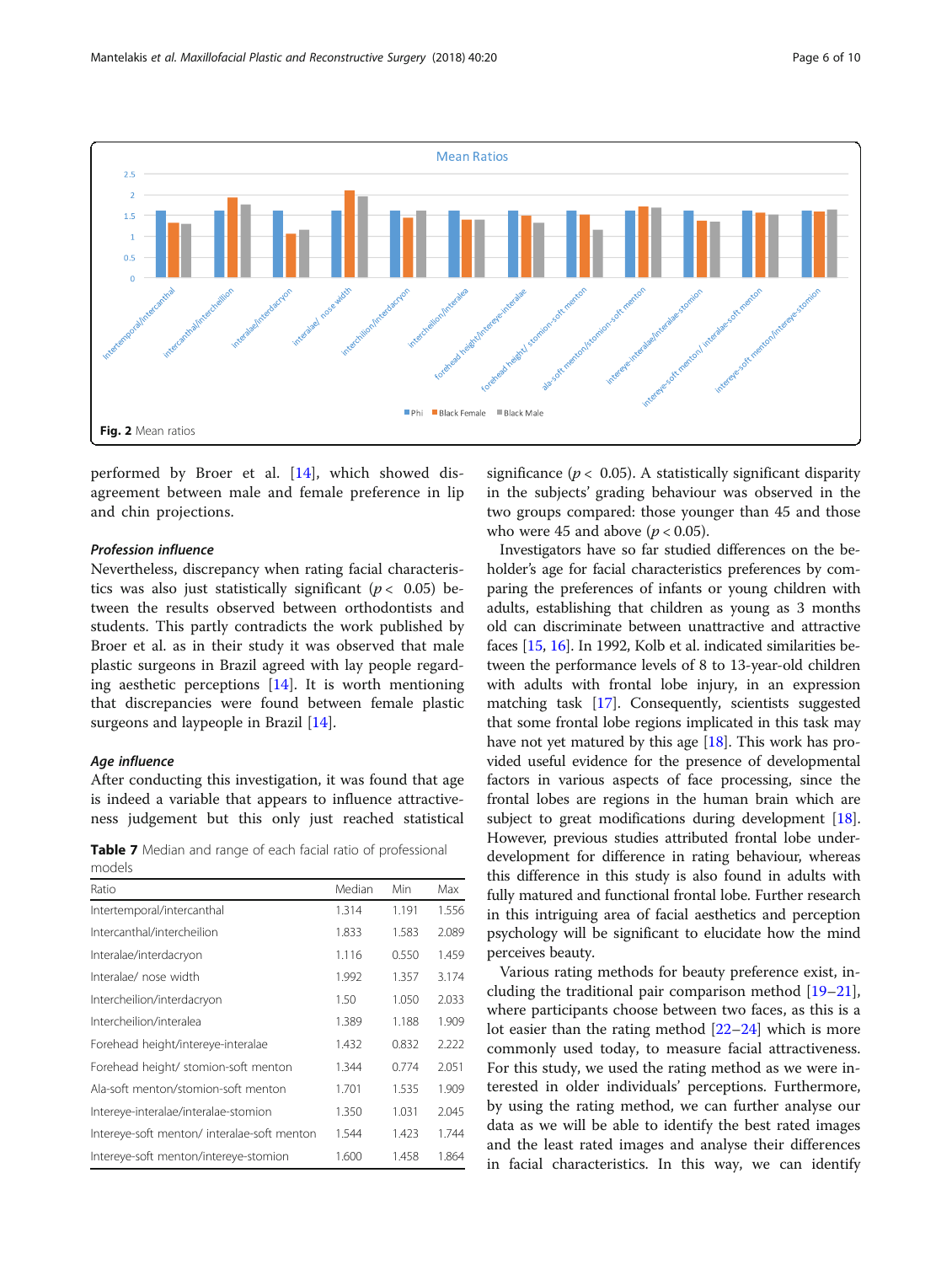Fig. 2 Mean ratios

performed by Broer et al. [14], which showed disagreement between male and female preference in lip and chin projections.

#### Profession influence

Nevertheless, discrepancy when rating facial characteristics was also just statistically significant ($p < 0.05$) between the results observed between orthodontists and students. This partly contradicts the work published by Broer et al. as in their study it was observed that male plastic surgeons in Brazil agreed with lay people regarding aesthetic perceptions [14]. It is worth mentioning that discrepancies were found between female plastic surgeons and laypeople in Brazil [14].

#### Age influence

After conducting this investigation, it was found that age is indeed a variable that appears to influence attractiveness judgement but this only just reached statistical significance ($p < 0.05$). A statistically significant disparity in the subjects' grading behaviour was observed in the two groups compared: those younger than 45 and those who were 45 and above ($p < 0.05$).

Investigators have so far studied differences on the beholder's age for facial characteristics preferences by comparing the preferences of infants or young children with adults, establishing that children as young as 3 months old can discriminate between unattractive and attractive faces [15, 16]. In 1992, Kolb et al. indicated similarities between the performance levels of 8 to 13-year-old children with adults with frontal lobe injury, in an expression matching task [17]. Consequently, scientists suggested that some frontal lobe regions implicated in this task may have not yet matured by this age [18]. This work has provided useful evidence for the presence of developmental factors in various aspects of face processing, since the frontal lobes are regions in the human brain which are subject to great modifications during development [18]. However, previous studies attributed frontal lobe underdevelopment for difference in rating behaviour, whereas this difference in this study is also found in adults with fully matured and functional frontal lobe. Further research in this intriguing area of facial aesthetics and perception psychology will be significant to elucidate how the mind perceives beauty.

Various rating methods for beauty preference exist, including the traditional pair comparison method [19–21], where participants choose between two faces, as this is a lot easier than the rating method [22–24] which is more commonly used today, to measure facial attractiveness. For this study, we used the rating method as we were interested in older individuals' perceptions. Furthermore, by using the rating method, we can further analyse our data as we will be able to identify the best rated images and the least rated images and analyse their differences in facial characteristics. In this way, we can identify

**Table 7** Median and range of each facial ratio of professional models

| Ratio | Median | Min | Max |
|---|---|---|---|
| Intertemporal/intercanthal | 1.314 | 1.191 | 1.556 |
| Intercanthal/intercheilion | 1.833 | 1.583 | 2.089 |
| Interalae/interdacryon | 1.116 | 0.550 | 1.459 |
| Interalae/ nose width | 1.992 | 1.357 | 3.174 |
| Intercheilion/interdacryon | 1.50 | 1.050 | 2.033 |
| Intercheilion/interalea | 1.389 | 1.188 | 1.909 |
| Forehead height/intereye-interalae | 1.432 | 0.832 | 2.222 |
| Forehead height/ stomion-soft menton | 1.344 | 0.774 | 2.051 |
| Ala-soft menton/stomion-soft menton | 1.701 | 1.535 | 1.909 |
| Intereye-interalae/interalae-stomion | 1.350 | 1.031 | 2.045 |
| Intereye-soft menton/ interalae-soft menton | 1.544 | 1.423 | 1.744 |
| Intereye-soft menton/intereye-stomion | 1.600 | 1.458 | 1.864 |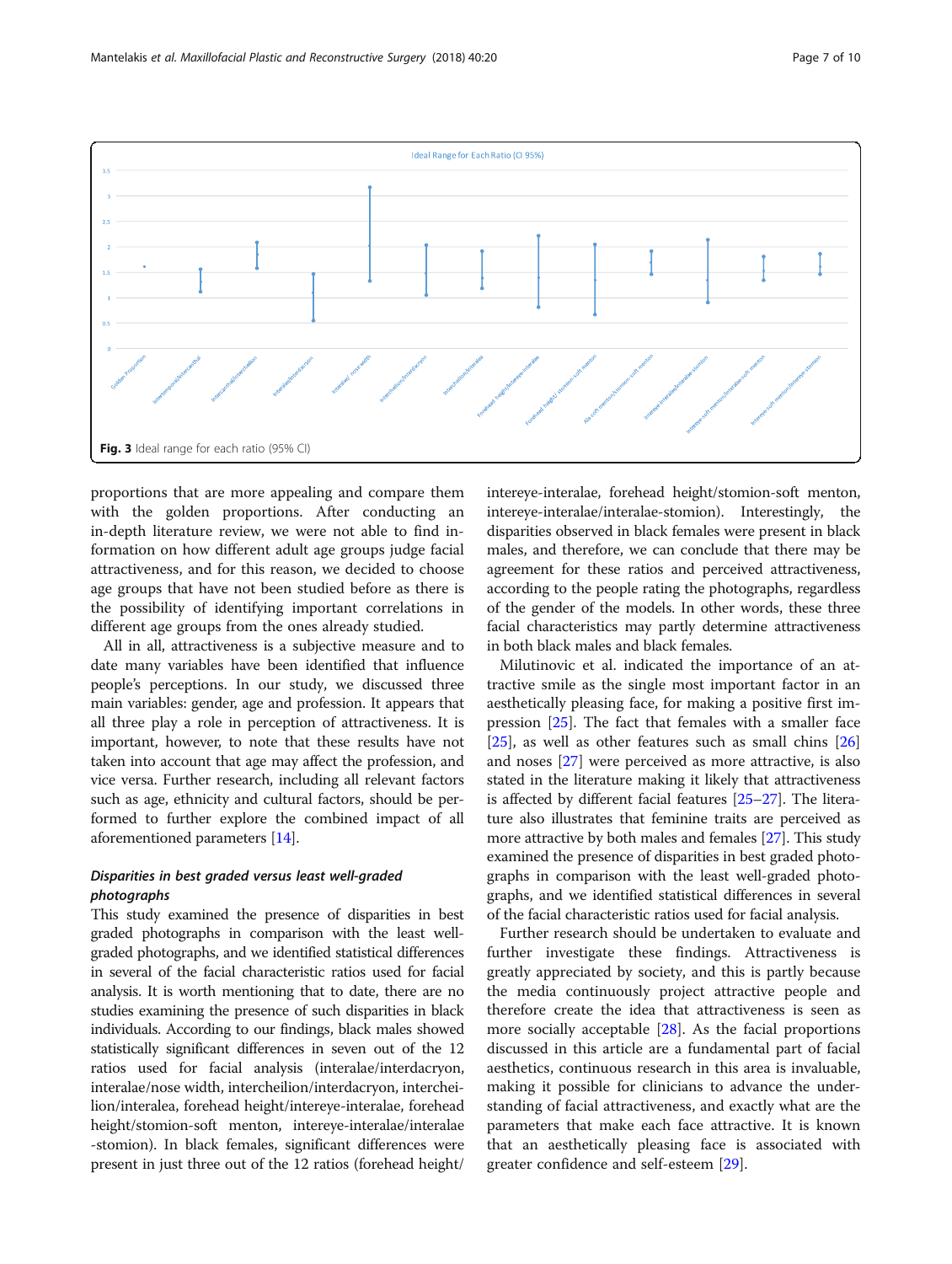Ideal Range for Each Ratio (CI 95%)

**Fig. 3** Ideal range for each ratio (95% CI)

proportions that are more appealing and compare them with the golden proportions. After conducting an in-depth literature review, we were not able to find information on how different adult age groups judge facial attractiveness, and for this reason, we decided to choose age groups that have not been studied before as there is the possibility of identifying important correlations in different age groups from the ones already studied.

All in all, attractiveness is a subjective measure and to date many variables have been identified that influence people's perceptions. In our study, we discussed three main variables: gender, age and profession. It appears that all three play a role in perception of attractiveness. It is important, however, to note that these results have not taken into account that age may affect the profession, and vice versa. Further research, including all relevant factors such as age, ethnicity and cultural factors, should be performed to further explore the combined impact of all aforementioned parameters [14].

### *Disparities in best graded versus least well-graded photographs*

This study examined the presence of disparities in best graded photographs in comparison with the least well-graded photographs, and we identified statistical differences in several of the facial characteristic ratios used for facial analysis. It is worth mentioning that to date, there are no studies examining the presence of such disparities in black individuals. According to our findings, black males showed statistically significant differences in seven out of the 12 ratios used for facial analysis (interalae/interdacryon, interalae/nose width, intercheilion/interdacryon, intercheilion/interalea, forehead height/intereye-interalae, forehead height/stomion-soft menton, intereye-interalae/interalae-stomion). In black females, significant differences were present in just three out of the 12 ratios (forehead height/intereye-interalae, forehead height/stomion-soft menton, intereye-interalae/interalae-stomion). Interestingly, the disparities observed in black females were present in black males, and therefore, we can conclude that there may be agreement for these ratios and perceived attractiveness, according to the people rating the photographs, regardless of the gender of the models. In other words, these three facial characteristics may partly determine attractiveness in both black males and black females.

Milutinovic et al. indicated the importance of an attractive smile as the single most important factor in an aesthetically pleasing face, for making a positive first impression [25]. The fact that females with a smaller face [25], as well as other features such as small chins [26] and noses [27] were perceived as more attractive, is also stated in the literature making it likely that attractiveness is affected by different facial features [25–27]. The literature also illustrates that feminine traits are perceived as more attractive by both males and females [27]. This study examined the presence of disparities in best graded photographs in comparison with the least well-graded photographs, and we identified statistical differences in several of the facial characteristic ratios used for facial analysis.

Further research should be undertaken to evaluate and further investigate these findings. Attractiveness is greatly appreciated by society, and this is partly because the media continuously project attractive people and therefore create the idea that attractiveness is seen as more socially acceptable [28]. As the facial proportions discussed in this article are a fundamental part of facial aesthetics, continuous research in this area is invaluable, making it possible for clinicians to advance the understanding of facial attractiveness, and exactly what are the parameters that make each face attractive. It is known that an aesthetically pleasing face is associated with greater confidence and self-esteem [29].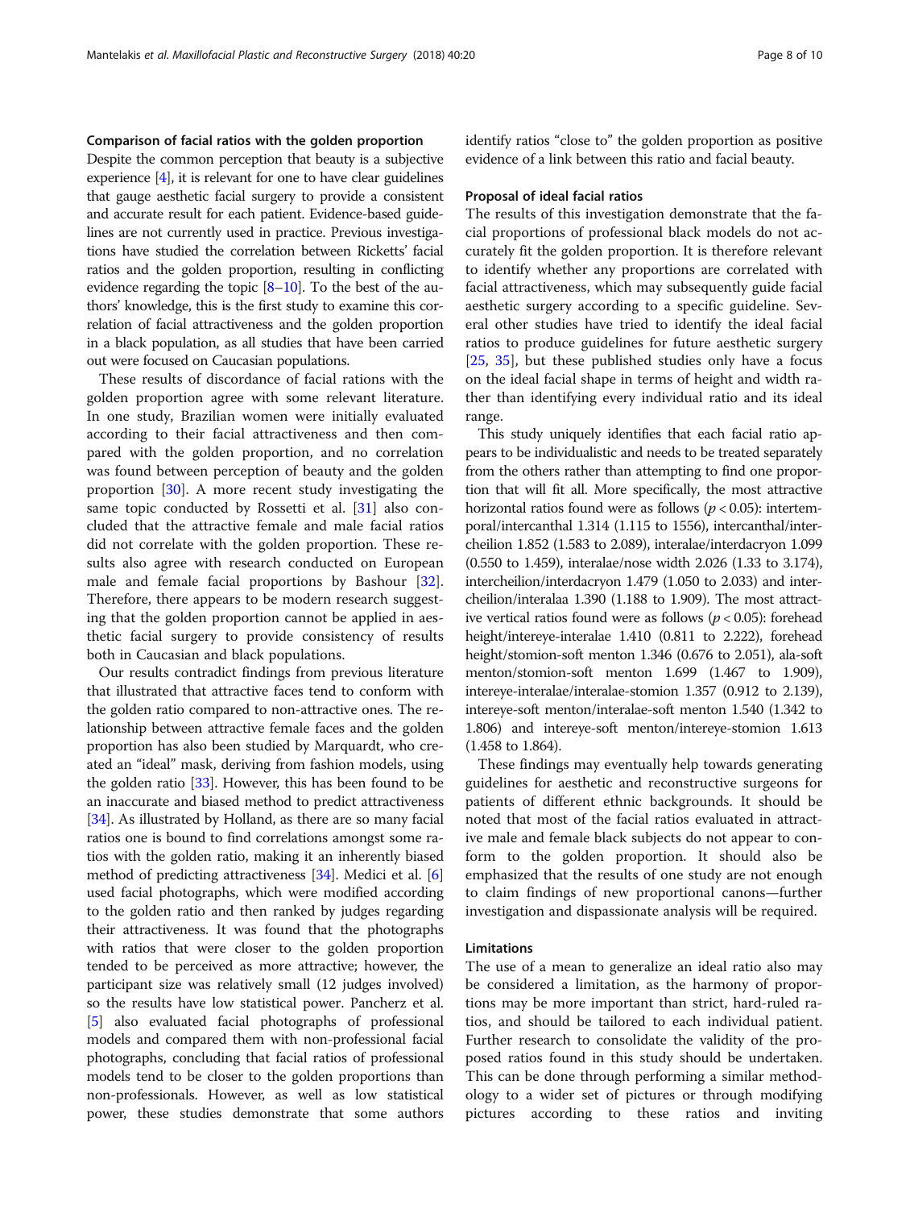### Comparison of facial ratios with the golden proportion

Despite the common perception that beauty is a subjective experience [4], it is relevant for one to have clear guidelines that gauge aesthetic facial surgery to provide a consistent and accurate result for each patient. Evidence-based guidelines are not currently used in practice. Previous investigations have studied the correlation between Ricketts' facial ratios and the golden proportion, resulting in conflicting evidence regarding the topic [8–10]. To the best of the authors' knowledge, this is the first study to examine this correlation of facial attractiveness and the golden proportion in a black population, as all studies that have been carried out were focused on Caucasian populations.

These results of discordance of facial rations with the golden proportion agree with some relevant literature. In one study, Brazilian women were initially evaluated according to their facial attractiveness and then compared with the golden proportion, and no correlation was found between perception of beauty and the golden proportion [30]. A more recent study investigating the same topic conducted by Rossetti et al. [31] also concluded that the attractive female and male facial ratios did not correlate with the golden proportion. These results also agree with research conducted on European male and female facial proportions by Bashour [32]. Therefore, there appears to be modern research suggesting that the golden proportion cannot be applied in aesthetic facial surgery to provide consistency of results both in Caucasian and black populations.

Our results contradict findings from previous literature that illustrated that attractive faces tend to conform with the golden ratio compared to non-attractive ones. The relationship between attractive female faces and the golden proportion has also been studied by Marquardt, who created an "ideal" mask, deriving from fashion models, using the golden ratio [33]. However, this has been found to be an inaccurate and biased method to predict attractiveness [34]. As illustrated by Holland, as there are so many facial ratios one is bound to find correlations amongst some ratios with the golden ratio, making it an inherently biased method of predicting attractiveness [34]. Medici et al. [6] used facial photographs, which were modified according to the golden ratio and then ranked by judges regarding their attractiveness. It was found that the photographs with ratios that were closer to the golden proportion tended to be perceived as more attractive; however, the participant size was relatively small (12 judges involved) so the results have low statistical power. Pancherz et al. [5] also evaluated facial photographs of professional models and compared them with non-professional facial photographs, concluding that facial ratios of professional models tend to be closer to the golden proportions than non-professionals. However, as well as low statistical power, these studies demonstrate that some authors identify ratios "close to" the golden proportion as positive evidence of a link between this ratio and facial beauty.

### Proposal of ideal facial ratios

The results of this investigation demonstrate that the facial proportions of professional black models do not accurately fit the golden proportion. It is therefore relevant to identify whether any proportions are correlated with facial attractiveness, which may subsequently guide facial aesthetic surgery according to a specific guideline. Several other studies have tried to identify the ideal facial ratios to produce guidelines for future aesthetic surgery [25, 35], but these published studies only have a focus on the ideal facial shape in terms of height and width rather than identifying every individual ratio and its ideal range.

This study uniquely identifies that each facial ratio appears to be individualistic and needs to be treated separately from the others rather than attempting to find one proportion that will fit all. More specifically, the most attractive horizontal ratios found were as follows ($p < 0.05$): intertemporal/intercanthal 1.314 (1.115 to 1556), intercanthal/intercheilion 1.852 (1.583 to 2.089), interalae/interdacryon 1.099 (0.550 to 1.459), interalae/nose width 2.026 (1.33 to 3.174), intercheilion/interdacryon 1.479 (1.050 to 2.033) and intercheilion/interalaa 1.390 (1.188 to 1.909). The most attractive vertical ratios found were as follows ($p < 0.05$): forehead height/intereye-interalae 1.410 (0.811 to 2.222), forehead height/stomion-soft menton 1.346 (0.676 to 2.051), ala-soft menton/stomion-soft menton 1.699 (1.467 to 1.909), intereye-interalae/interalae-stomion 1.357 (0.912 to 2.139), intereye-soft menton/interalae-soft menton 1.540 (1.342 to 1.806) and intereye-soft menton/intereye-stomion 1.613 (1.458 to 1.864).

These findings may eventually help towards generating guidelines for aesthetic and reconstructive surgeons for patients of different ethnic backgrounds. It should be noted that most of the facial ratios evaluated in attractive male and female black subjects do not appear to conform to the golden proportion. It should also be emphasized that the results of one study are not enough to claim findings of new proportional canons—further investigation and dispassionate analysis will be required.

### Limitations

The use of a mean to generalize an ideal ratio also may be considered a limitation, as the harmony of proportions may be more important than strict, hard-ruled ratios, and should be tailored to each individual patient. Further research to consolidate the validity of the proposed ratios found in this study should be undertaken. This can be done through performing a similar methodology to a wider set of pictures or through modifying pictures according to these ratios and inviting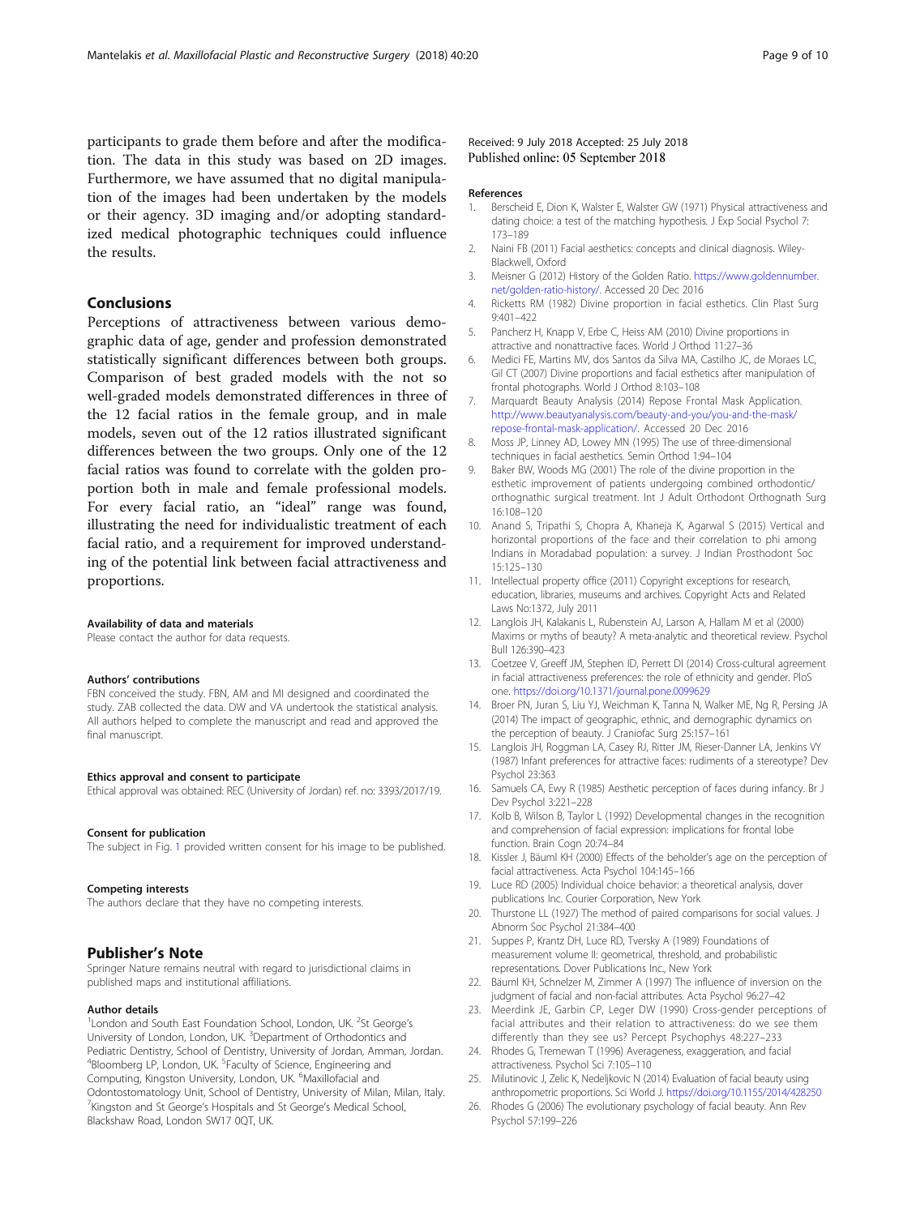participants to grade them before and after the modification. The data in this study was based on 2D images. Furthermore, we have assumed that no digital manipulation of the images had been undertaken by the models or their agency. 3D imaging and/or adopting standardized medical photographic techniques could influence the results.

## Conclusions

Perceptions of attractiveness between various demographic data of age, gender and profession demonstrated statistically significant differences between both groups. Comparison of best graded models with the not so well-graded models demonstrated differences in three of the 12 facial ratios in the female group, and in male models, seven out of the 12 ratios illustrated significant differences between the two groups. Only one of the 12 facial ratios was found to correlate with the golden proportion both in male and female professional models. For every facial ratio, an "ideal" range was found, illustrating the need for individualistic treatment of each facial ratio, and a requirement for improved understanding of the potential link between facial attractiveness and proportions.

#### Availability of data and materials

Please contact the author for data requests.

#### Authors' contributions

FBN conceived the study. FBN, AM and MI designed and coordinated the study. ZAB collected the data. DW and VA undertook the statistical analysis. All authors helped to complete the manuscript and read and approved the final manuscript.

#### Ethics approval and consent to participate

Ethical approval was obtained: REC (University of Jordan) ref. no: 3393/2017/19.

#### Consent for publication

The subject in Fig. 1 provided written consent for his image to be published.

#### Competing interests

The authors declare that they have no competing interests.

## Publisher's Note

Springer Nature remains neutral with regard to jurisdictional claims in published maps and institutional affiliations.

#### Author details

[1]London and South East Foundation School, London, UK. [2]St George's University of London, London, UK. [3]Department of Orthodontics and Pediatric Dentistry, School of Dentistry, University of Jordan, Amman, Jordan. [4]Bloomberg LP, London, UK. [5]Faculty of Science, Engineering and Computing, Kingston University, London, UK. [6]Maxillofacial and Odontostomatology Unit, School of Dentistry, University of Milan, Milan, Italy. [7]Kingston and St George's Hospitals and St George's Medical School, Blackshaw Road, London SW17 0QT, UK.

Received: 9 July 2018 Accepted: 25 July 2018
Published online: 05 September 2018

#### References

1. Berscheid E, Dion K, Walster E, Walster GW (1971) Physical attractiveness and dating choice: a test of the matching hypothesis. J Exp Social Psychol 7: 173–189
2. Naini FB (2011) Facial aesthetics: concepts and clinical diagnosis. Wiley-Blackwell, Oxford
3. Meisner G (2012) History of the Golden Ratio. https://www.goldennumber.net/golden-ratio-history/. Accessed 20 Dec 2016
4. Ricketts RM (1982) Divine proportion in facial esthetics. Clin Plast Surg 9:401–422
5. Pancherz H, Knapp V, Erbe C, Heiss AM (2010) Divine proportions in attractive and nonattractive faces. World J Orthod 11:27–36
6. Medici FE, Martins MV, dos Santos da Silva MA, Castilho JC, de Moraes LC, Gil CT (2007) Divine proportions and facial esthetics after manipulation of frontal photographs. World J Orthod 8:103–108
7. Marquardt Beauty Analysis (2014) Repose Frontal Mask Application. http://www.beautyanalysis.com/beauty-and-you/you-and-the-mask/repose-frontal-mask-application/. Accessed 20 Dec 2016
8. Moss JP, Linney AD, Lowey MN (1995) The use of three-dimensional techniques in facial aesthetics. Semin Orthod 1:94–104
9. Baker BW, Woods MG (2001) The role of the divine proportion in the esthetic improvement of patients undergoing combined orthodontic/ orthognathic surgical treatment. Int J Adult Orthodont Orthognath Surg 16:108–120
10. Anand S, Tripathi S, Chopra A, Khaneja K, Agarwal S (2015) Vertical and horizontal proportions of the face and their correlation to phi among Indians in Moradabad population: a survey. J Indian Prosthodont Soc 15:125–130
11. Intellectual property office (2011) Copyright exceptions for research, education, libraries, museums and archives. Copyright Acts and Related Laws No:1372, July 2011
12. Langlois JH, Kalakanis L, Rubenstein AJ, Larson A, Hallam M et al (2000) Maxims or myths of beauty? A meta-analytic and theoretical review. Psychol Bull 126:390–423
13. Coetzee V, Greeff JM, Stephen ID, Perrett DI (2014) Cross-cultural agreement in facial attractiveness preferences: the role of ethnicity and gender. PloS one. https://doi.org/10.1371/journal.pone.0099629
14. Broer PN, Juran S, Liu YJ, Weichman K, Tanna N, Walker ME, Ng R, Persing JA (2014) The impact of geographic, ethnic, and demographic dynamics on the perception of beauty. J Craniofac Surg 25:157–161
15. Langlois JH, Roggman LA, Casey RJ, Ritter JM, Rieser-Danner LA, Jenkins VY (1987) Infant preferences for attractive faces: rudiments of a stereotype? Dev Psychol 23:363
16. Samuels CA, Ewy R (1985) Aesthetic perception of faces during infancy. Br J Dev Psychol 3:221–228
17. Kolb B, Wilson B, Taylor L (1992) Developmental changes in the recognition and comprehension of facial expression: implications for frontal lobe function. Brain Cogn 20:74–84
18. Kissler J, Bäuml KH (2000) Effects of the beholder's age on the perception of facial attractiveness. Acta Psychol 104:145–166
19. Luce RD (2005) Individual choice behavior: a theoretical analysis, dover publications Inc. Courier Corporation, New York
20. Thurstone LL (1927) The method of paired comparisons for social values. J Abnorm Soc Psychol 21:384–400
21. Suppes P, Krantz DH, Luce RD, Tversky A (1989) Foundations of measurement volume II: geometrical, threshold, and probabilistic representations. Dover Publications Inc., New York
22. Bäuml KH, Schnelzer M, Zimmer A (1997) The influence of inversion on the judgment of facial and non-facial attributes. Acta Psychol 96:27–42
23. Meerdink JE, Garbin CP, Leger DW (1990) Cross-gender perceptions of facial attributes and their relation to attractiveness: do we see them differently than they see us? Percept Psychophys 48:227–233
24. Rhodes G, Tremewan T (1996) Averageness, exaggeration, and facial attractiveness. Psychol Sci 7:105–110
25. Milutinovic J, Zelic K, Nedeljkovic N (2014) Evaluation of facial beauty using anthropometric proportions. Sci World J. https://doi.org/10.1155/2014/428250
26. Rhodes G (2006) The evolutionary psychology of facial beauty. Ann Rev Psychol 57:199–226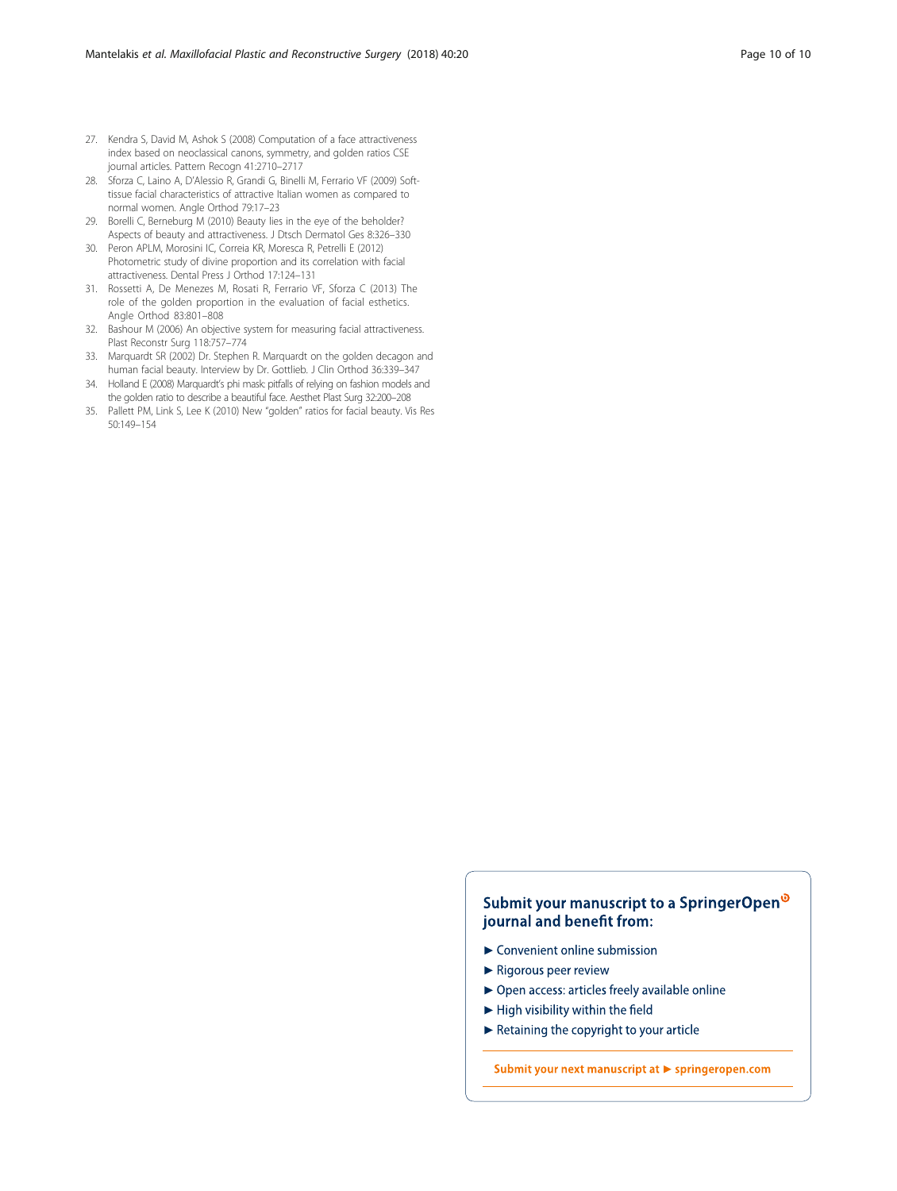27. Kendra S, David M, Ashok S (2008) Computation of a face attractiveness index based on neoclassical canons, symmetry, and golden ratios CSE journal articles. Pattern Recogn 41:2710–2717
28. Sforza C, Laino A, D'Alessio R, Grandi G, Binelli M, Ferrario VF (2009) Soft-tissue facial characteristics of attractive Italian women as compared to normal women. Angle Orthod 79:17–23
29. Borelli C, Berneburg M (2010) Beauty lies in the eye of the beholder? Aspects of beauty and attractiveness. J Dtsch Dermatol Ges 8:326–330
30. Peron APLM, Morosini IC, Correia KR, Moresca R, Petrelli E (2012) Photometric study of divine proportion and its correlation with facial attractiveness. Dental Press J Orthod 17:124–131
31. Rossetti A, De Menezes M, Rosati R, Ferrario VF, Sforza C (2013) The role of the golden proportion in the evaluation of facial esthetics. Angle Orthod 83:801–808
32. Bashour M (2006) An objective system for measuring facial attractiveness. Plast Reconstr Surg 118:757–774
33. Marquardt SR (2002) Dr. Stephen R. Marquardt on the golden decagon and human facial beauty. Interview by Dr. Gottlieb. J Clin Orthod 36:339–347
34. Holland E (2008) Marquardt's phi mask: pitfalls of relying on fashion models and the golden ratio to describe a beautiful face. Aesthet Plast Surg 32:200–208
35. Pallett PM, Link S, Lee K (2010) New "golden" ratios for facial beauty. Vis Res 50:149–154

**Submit your manuscript to a SpringerOpen journal and benefit from:**

- ► Convenient online submission
- ► Rigorous peer review
- ► Open access: articles freely available online
- ► High visibility within the field
- ► Retaining the copyright to your article

**Submit your next manuscript at ► springeropen.com**